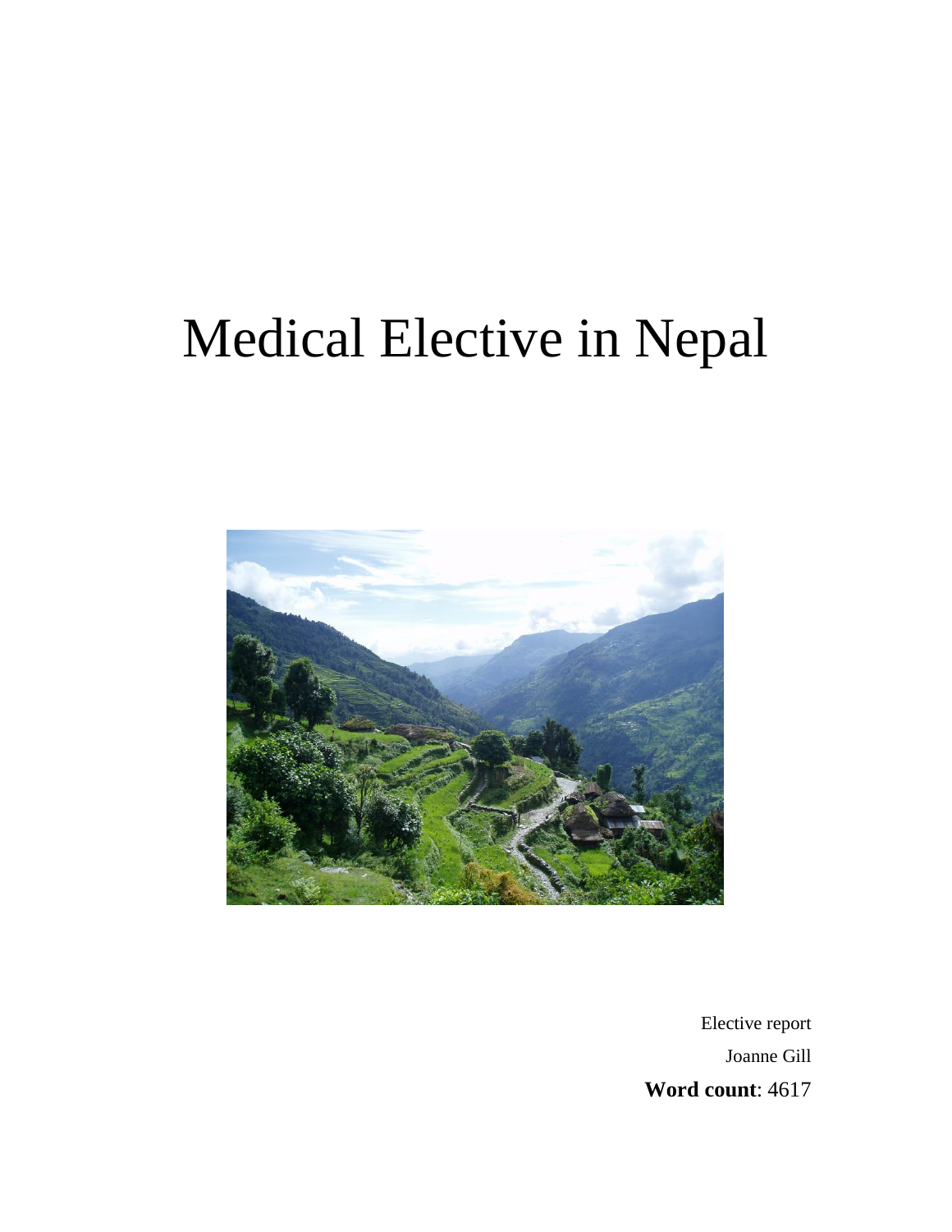# Medical Elective in Nepal

Elective report

Joanne Gill

**Word count**: 4617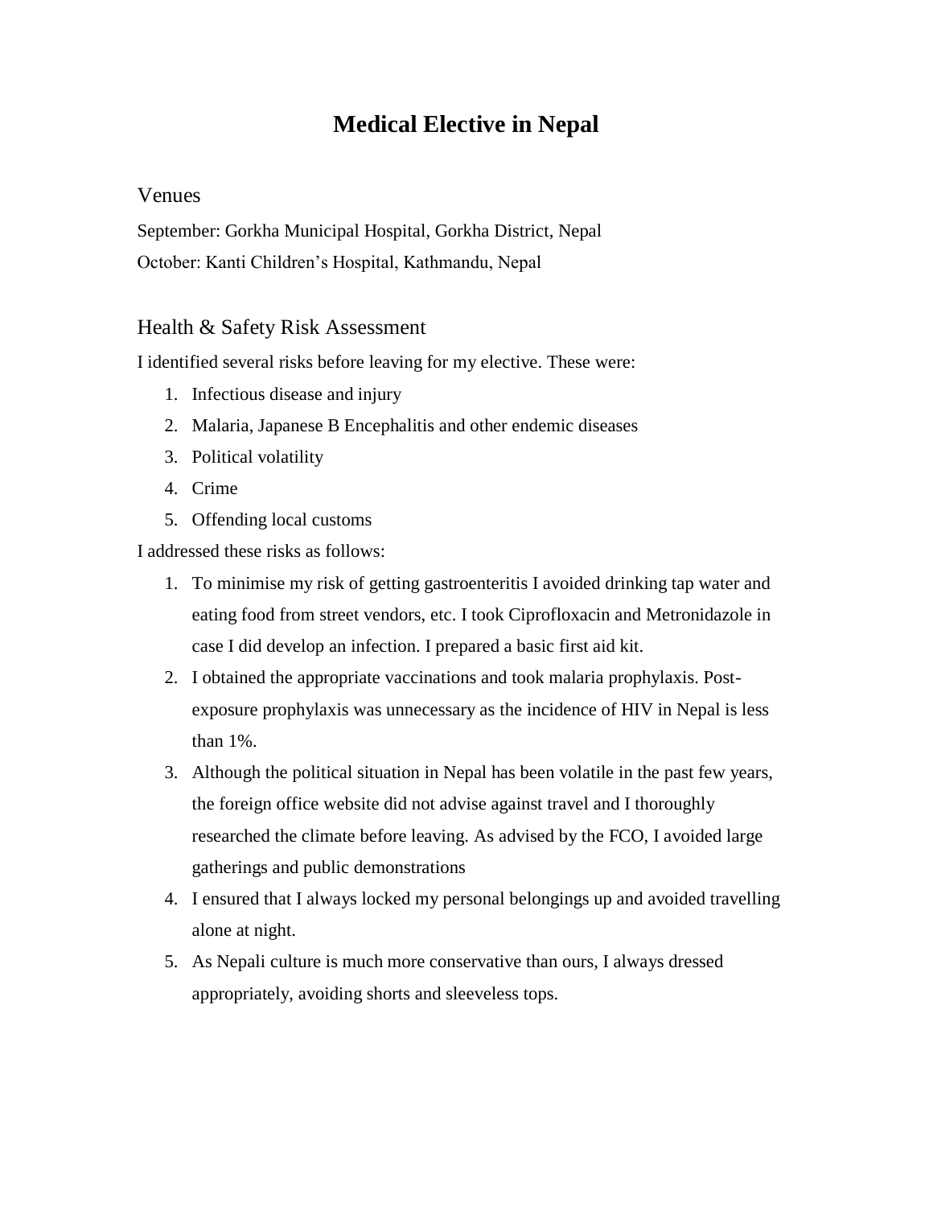# Medical Elective in Nepal

## Venues

September: Gorkha Municipal Hospital, Gorkha District, Nepal

October: Kanti Children's Hospital, Kathmandu, Nepal

## Health & Safety Risk Assessment

I identified several risks before leaving for my elective. These were:

1. Infectious disease and injury
2. Malaria, Japanese B Encephalitis and other endemic diseases
3. Political volatility
4. Crime
5. Offending local customs

I addressed these risks as follows:

1. To minimise my risk of getting gastroenteritis I avoided drinking tap water and eating food from street vendors, etc. I took Ciprofloxacin and Metronidazole in case I did develop an infection. I prepared a basic first aid kit.
2. I obtained the appropriate vaccinations and took malaria prophylaxis. Post-exposure prophylaxis was unnecessary as the incidence of HIV in Nepal is less than 1%.
3. Although the political situation in Nepal has been volatile in the past few years, the foreign office website did not advise against travel and I thoroughly researched the climate before leaving. As advised by the FCO, I avoided large gatherings and public demonstrations
4. I ensured that I always locked my personal belongings up and avoided travelling alone at night.
5. As Nepali culture is much more conservative than ours, I always dressed appropriately, avoiding shorts and sleeveless tops.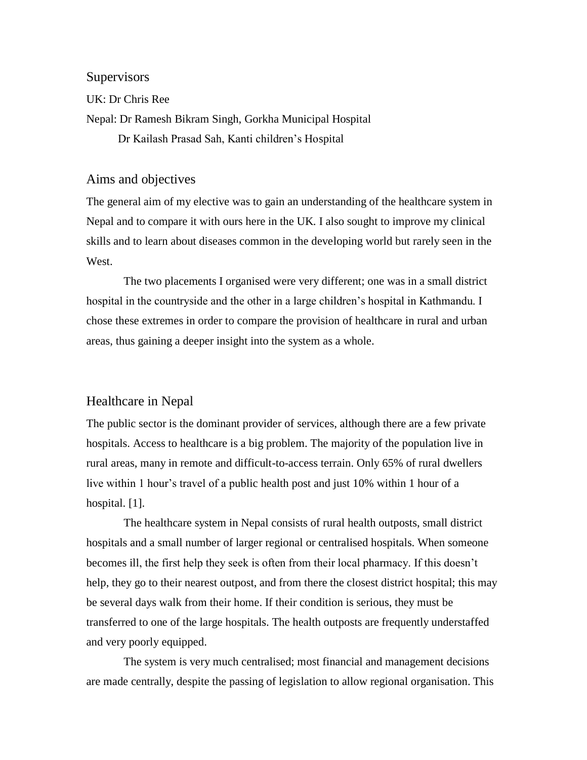## Supervisors

UK: Dr Chris Ree

Nepal: Dr Ramesh Bikram Singh, Gorkha Municipal Hospital

Dr Kailash Prasad Sah, Kanti children's Hospital

## Aims and objectives

The general aim of my elective was to gain an understanding of the healthcare system in Nepal and to compare it with ours here in the UK. I also sought to improve my clinical skills and to learn about diseases common in the developing world but rarely seen in the West.

The two placements I organised were very different; one was in a small district hospital in the countryside and the other in a large children's hospital in Kathmandu. I chose these extremes in order to compare the provision of healthcare in rural and urban areas, thus gaining a deeper insight into the system as a whole.

## Healthcare in Nepal

The public sector is the dominant provider of services, although there are a few private hospitals. Access to healthcare is a big problem. The majority of the population live in rural areas, many in remote and difficult-to-access terrain. Only 65% of rural dwellers live within 1 hour's travel of a public health post and just 10% within 1 hour of a hospital. [1].

The healthcare system in Nepal consists of rural health outposts, small district hospitals and a small number of larger regional or centralised hospitals. When someone becomes ill, the first help they seek is often from their local pharmacy. If this doesn't help, they go to their nearest outpost, and from there the closest district hospital; this may be several days walk from their home. If their condition is serious, they must be transferred to one of the large hospitals. The health outposts are frequently understaffed and very poorly equipped.

The system is very much centralised; most financial and management decisions are made centrally, despite the passing of legislation to allow regional organisation. This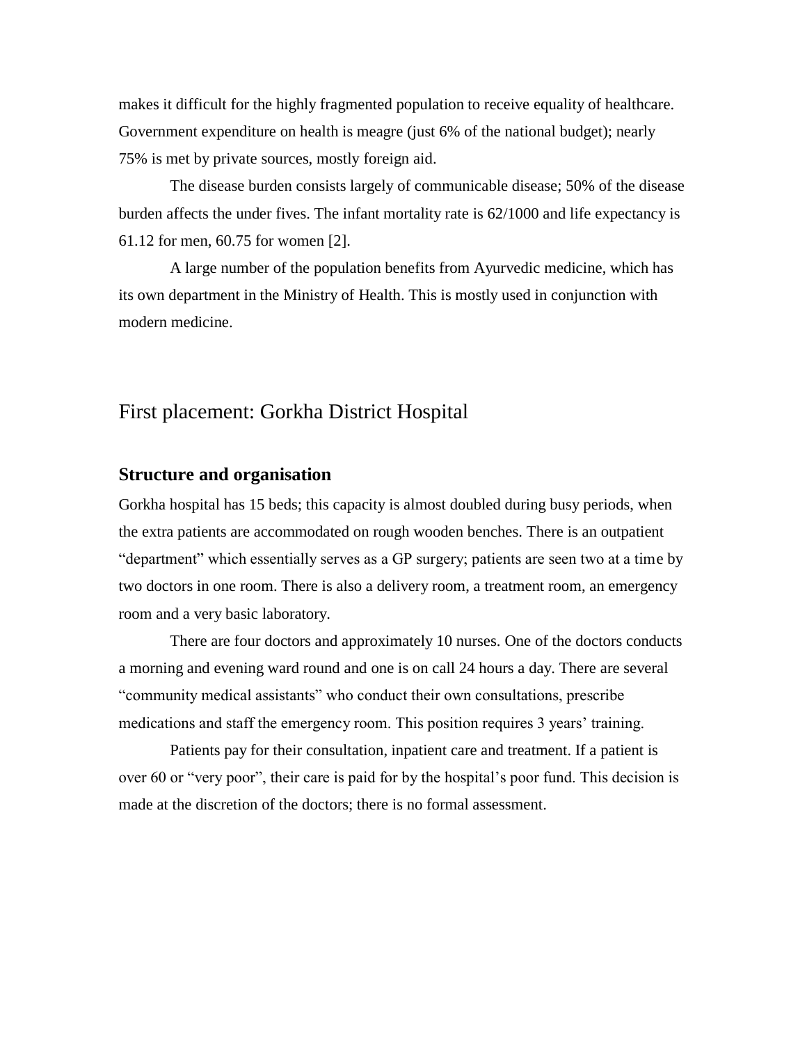makes it difficult for the highly fragmented population to receive equality of healthcare. Government expenditure on health is meagre (just 6% of the national budget); nearly 75% is met by private sources, mostly foreign aid.

The disease burden consists largely of communicable disease; 50% of the disease burden affects the under fives. The infant mortality rate is 62/1000 and life expectancy is 61.12 for men, 60.75 for women [2].

A large number of the population benefits from Ayurvedic medicine, which has its own department in the Ministry of Health. This is mostly used in conjunction with modern medicine.

## First placement: Gorkha District Hospital

### Structure and organisation

Gorkha hospital has 15 beds; this capacity is almost doubled during busy periods, when the extra patients are accommodated on rough wooden benches. There is an outpatient "department" which essentially serves as a GP surgery; patients are seen two at a time by two doctors in one room. There is also a delivery room, a treatment room, an emergency room and a very basic laboratory.

There are four doctors and approximately 10 nurses. One of the doctors conducts a morning and evening ward round and one is on call 24 hours a day. There are several "community medical assistants" who conduct their own consultations, prescribe medications and staff the emergency room. This position requires 3 years' training.

Patients pay for their consultation, inpatient care and treatment. If a patient is over 60 or "very poor", their care is paid for by the hospital's poor fund. This decision is made at the discretion of the doctors; there is no formal assessment.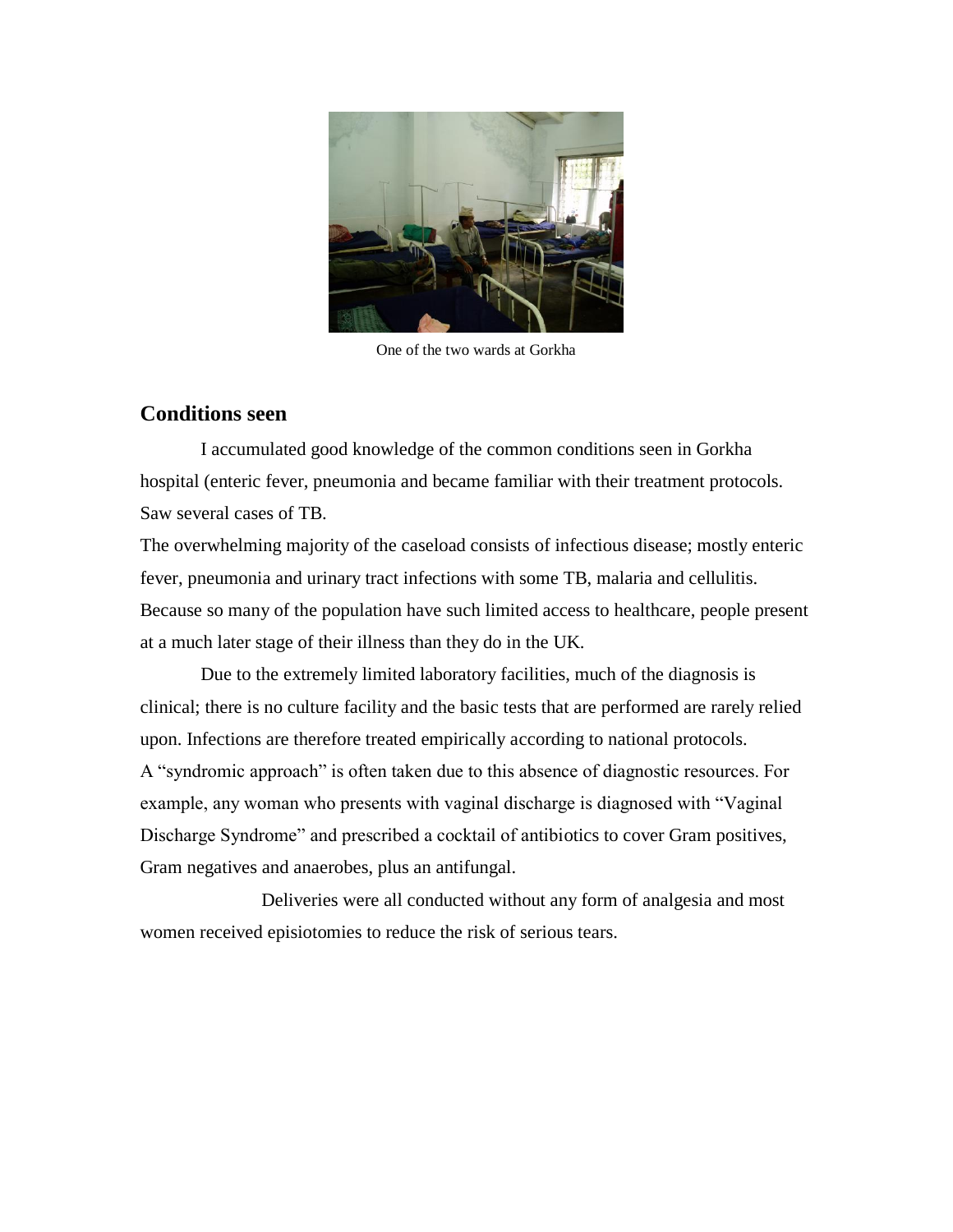One of the two wards at Gorkha

## Conditions seen

I accumulated good knowledge of the common conditions seen in Gorkha hospital (enteric fever, pneumonia and became familiar with their treatment protocols. Saw several cases of TB.

The overwhelming majority of the caseload consists of infectious disease; mostly enteric fever, pneumonia and urinary tract infections with some TB, malaria and cellulitis. Because so many of the population have such limited access to healthcare, people present at a much later stage of their illness than they do in the UK.

Due to the extremely limited laboratory facilities, much of the diagnosis is clinical; there is no culture facility and the basic tests that are performed are rarely relied upon. Infections are therefore treated empirically according to national protocols.

A "syndromic approach" is often taken due to this absence of diagnostic resources. For example, any woman who presents with vaginal discharge is diagnosed with "Vaginal Discharge Syndrome" and prescribed a cocktail of antibiotics to cover Gram positives, Gram negatives and anaerobes, plus an antifungal.

Deliveries were all conducted without any form of analgesia and most women received episiotomies to reduce the risk of serious tears.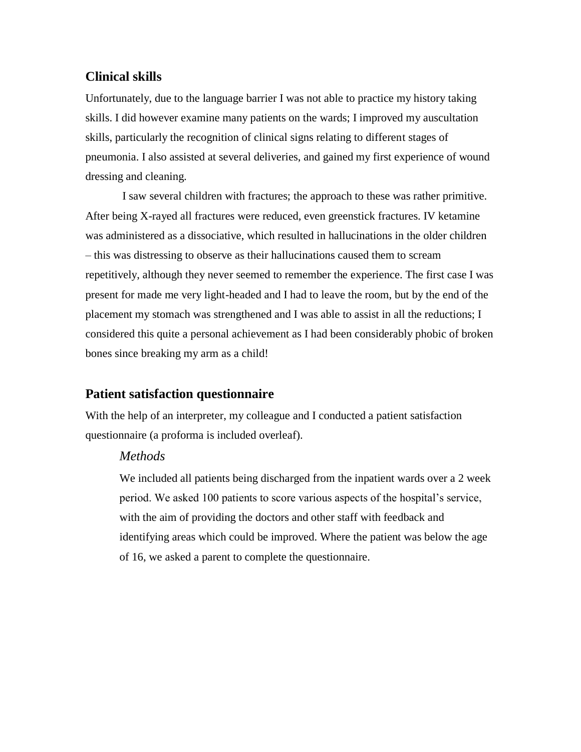## Clinical skills

Unfortunately, due to the language barrier I was not able to practice my history taking skills. I did however examine many patients on the wards; I improved my auscultation skills, particularly the recognition of clinical signs relating to different stages of pneumonia. I also assisted at several deliveries, and gained my first experience of wound dressing and cleaning.

I saw several children with fractures; the approach to these was rather primitive. After being X-rayed all fractures were reduced, even greenstick fractures. IV ketamine was administered as a dissociative, which resulted in hallucinations in the older children – this was distressing to observe as their hallucinations caused them to scream repetitively, although they never seemed to remember the experience. The first case I was present for made me very light-headed and I had to leave the room, but by the end of the placement my stomach was strengthened and I was able to assist in all the reductions; I considered this quite a personal achievement as I had been considerably phobic of broken bones since breaking my arm as a child!

## Patient satisfaction questionnaire

With the help of an interpreter, my colleague and I conducted a patient satisfaction questionnaire (a proforma is included overleaf).

### *Methods*

We included all patients being discharged from the inpatient wards over a 2 week period. We asked 100 patients to score various aspects of the hospital's service, with the aim of providing the doctors and other staff with feedback and identifying areas which could be improved. Where the patient was below the age of 16, we asked a parent to complete the questionnaire.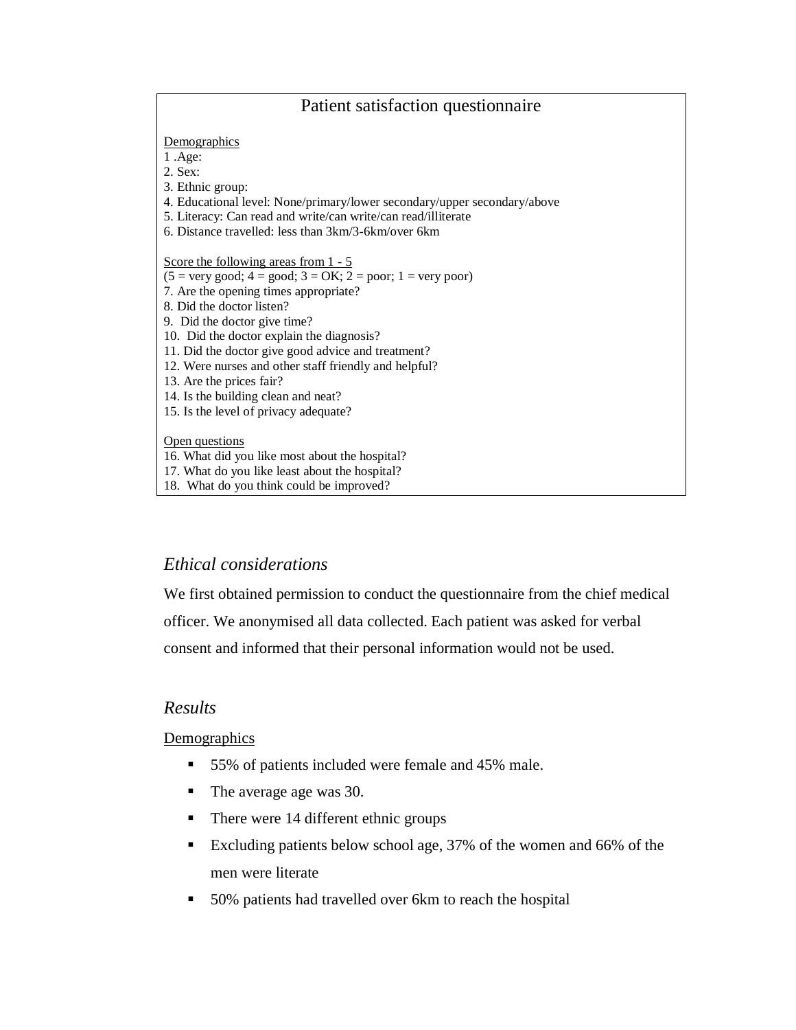**Patient satisfaction questionnaire**

<u>Demographics</u>

1 .Age:

2. Sex:

3. Ethnic group:

4. Educational level: None/primary/lower secondary/upper secondary/above

5. Literacy: Can read and write/can write/can read/illiterate

6. Distance travelled: less than 3km/3-6km/over 6km

<u>Score the following areas from 1 - 5</u>

(5 = very good; 4 = good; 3 = OK; 2 = poor; 1 = very poor)

7. Are the opening times appropriate?

8. Did the doctor listen?

9. Did the doctor give time?

10. Did the doctor explain the diagnosis?

11. Did the doctor give good advice and treatment?

12. Were nurses and other staff friendly and helpful?

13. Are the prices fair?

14. Is the building clean and neat?

15. Is the level of privacy adequate?

<u>Open questions</u>

16. What did you like most about the hospital?

17. What do you like least about the hospital?

18. What do you think could be improved?

## *Ethical considerations*

We first obtained permission to conduct the questionnaire from the chief medical officer. We anonymised all data collected. Each patient was asked for verbal consent and informed that their personal information would not be used.

## *Results*

<u>Demographics</u>

- 55% of patients included were female and 45% male.
- The average age was 30.
- There were 14 different ethnic groups
- Excluding patients below school age, 37% of the women and 66% of the men were literate
- 50% patients had travelled over 6km to reach the hospital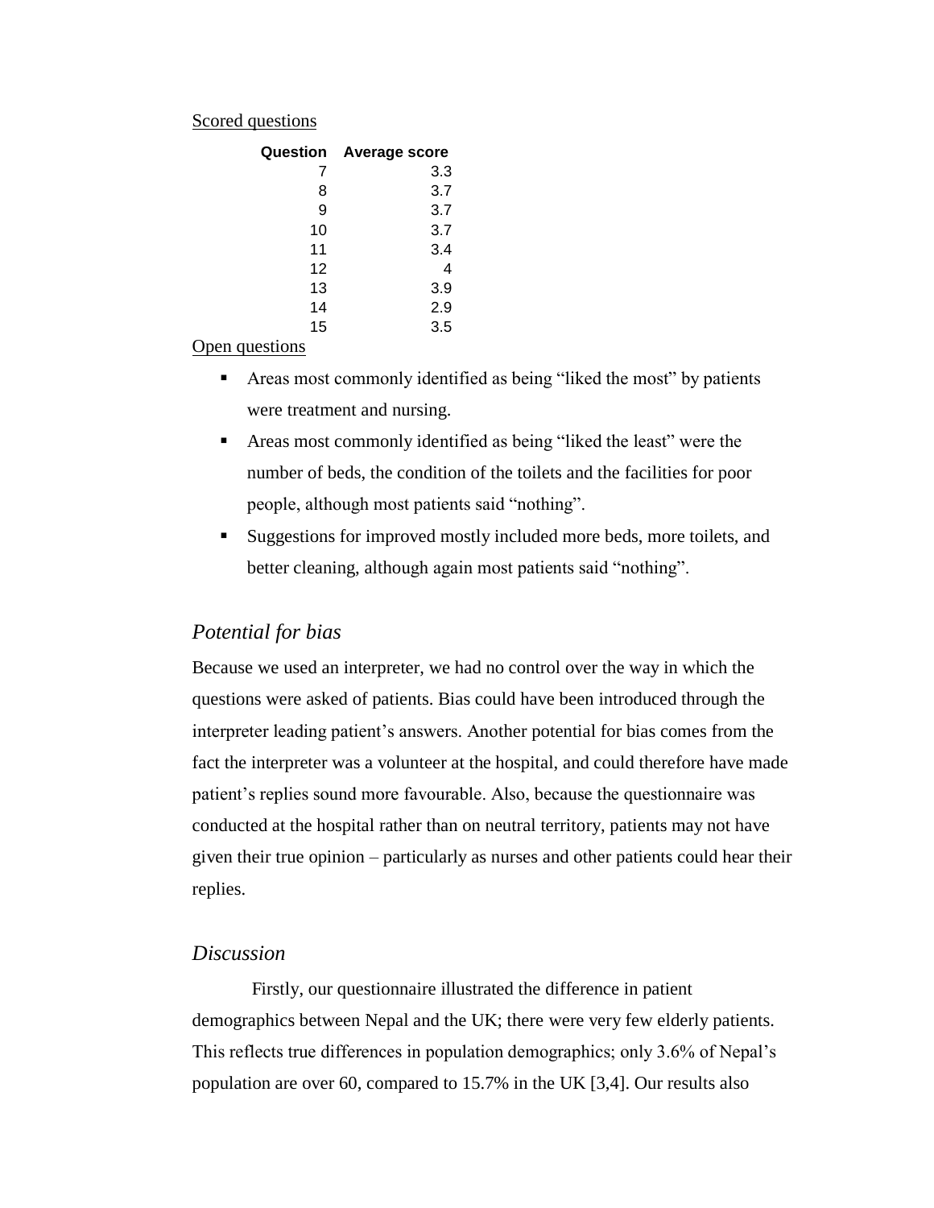Scored questions

| Question | Average score |
|---|---|
| 7 | 3.3 |
| 8 | 3.7 |
| 9 | 3.7 |
| 10 | 3.7 |
| 11 | 3.4 |
| 12 | 4 |
| 13 | 3.9 |
| 14 | 2.9 |
| 15 | 3.5 |

Open questions

- Areas most commonly identified as being "liked the most" by patients were treatment and nursing.
- Areas most commonly identified as being "liked the least" were the number of beds, the condition of the toilets and the facilities for poor people, although most patients said "nothing".
- Suggestions for improved mostly included more beds, more toilets, and better cleaning, although again most patients said "nothing".

## *Potential for bias*

Because we used an interpreter, we had no control over the way in which the questions were asked of patients. Bias could have been introduced through the interpreter leading patient's answers. Another potential for bias comes from the fact the interpreter was a volunteer at the hospital, and could therefore have made patient's replies sound more favourable. Also, because the questionnaire was conducted at the hospital rather than on neutral territory, patients may not have given their true opinion – particularly as nurses and other patients could hear their replies.

## *Discussion*

Firstly, our questionnaire illustrated the difference in patient demographics between Nepal and the UK; there were very few elderly patients. This reflects true differences in population demographics; only 3.6% of Nepal's population are over 60, compared to 15.7% in the UK [3,4]. Our results also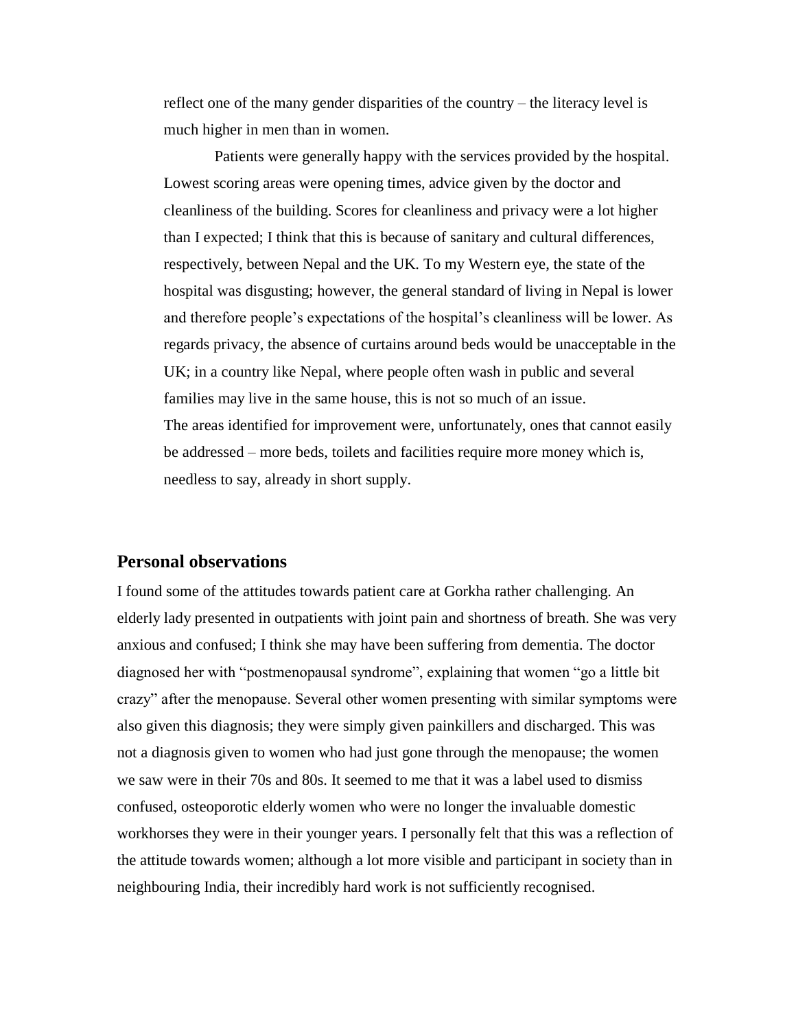reflect one of the many gender disparities of the country – the literacy level is much higher in men than in women.

Patients were generally happy with the services provided by the hospital. Lowest scoring areas were opening times, advice given by the doctor and cleanliness of the building. Scores for cleanliness and privacy were a lot higher than I expected; I think that this is because of sanitary and cultural differences, respectively, between Nepal and the UK. To my Western eye, the state of the hospital was disgusting; however, the general standard of living in Nepal is lower and therefore people's expectations of the hospital's cleanliness will be lower. As regards privacy, the absence of curtains around beds would be unacceptable in the UK; in a country like Nepal, where people often wash in public and several families may live in the same house, this is not so much of an issue.

The areas identified for improvement were, unfortunately, ones that cannot easily be addressed – more beds, toilets and facilities require more money which is, needless to say, already in short supply.

## Personal observations

I found some of the attitudes towards patient care at Gorkha rather challenging. An elderly lady presented in outpatients with joint pain and shortness of breath. She was very anxious and confused; I think she may have been suffering from dementia. The doctor diagnosed her with "postmenopausal syndrome", explaining that women "go a little bit crazy" after the menopause. Several other women presenting with similar symptoms were also given this diagnosis; they were simply given painkillers and discharged. This was not a diagnosis given to women who had just gone through the menopause; the women we saw were in their 70s and 80s. It seemed to me that it was a label used to dismiss confused, osteoporotic elderly women who were no longer the invaluable domestic workhorses they were in their younger years. I personally felt that this was a reflection of the attitude towards women; although a lot more visible and participant in society than in neighbouring India, their incredibly hard work is not sufficiently recognised.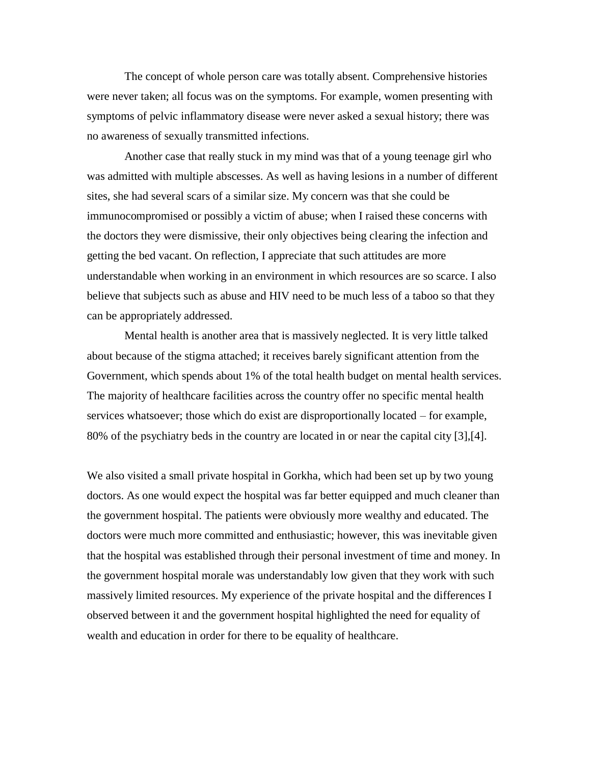The concept of whole person care was totally absent. Comprehensive histories were never taken; all focus was on the symptoms. For example, women presenting with symptoms of pelvic inflammatory disease were never asked a sexual history; there was no awareness of sexually transmitted infections.

Another case that really stuck in my mind was that of a young teenage girl who was admitted with multiple abscesses. As well as having lesions in a number of different sites, she had several scars of a similar size. My concern was that she could be immunocompromised or possibly a victim of abuse; when I raised these concerns with the doctors they were dismissive, their only objectives being clearing the infection and getting the bed vacant. On reflection, I appreciate that such attitudes are more understandable when working in an environment in which resources are so scarce. I also believe that subjects such as abuse and HIV need to be much less of a taboo so that they can be appropriately addressed.

Mental health is another area that is massively neglected. It is very little talked about because of the stigma attached; it receives barely significant attention from the Government, which spends about 1% of the total health budget on mental health services. The majority of healthcare facilities across the country offer no specific mental health services whatsoever; those which do exist are disproportionally located – for example, 80% of the psychiatry beds in the country are located in or near the capital city [3],[4].

We also visited a small private hospital in Gorkha, which had been set up by two young doctors. As one would expect the hospital was far better equipped and much cleaner than the government hospital. The patients were obviously more wealthy and educated. The doctors were much more committed and enthusiastic; however, this was inevitable given that the hospital was established through their personal investment of time and money. In the government hospital morale was understandably low given that they work with such massively limited resources. My experience of the private hospital and the differences I observed between it and the government hospital highlighted the need for equality of wealth and education in order for there to be equality of healthcare.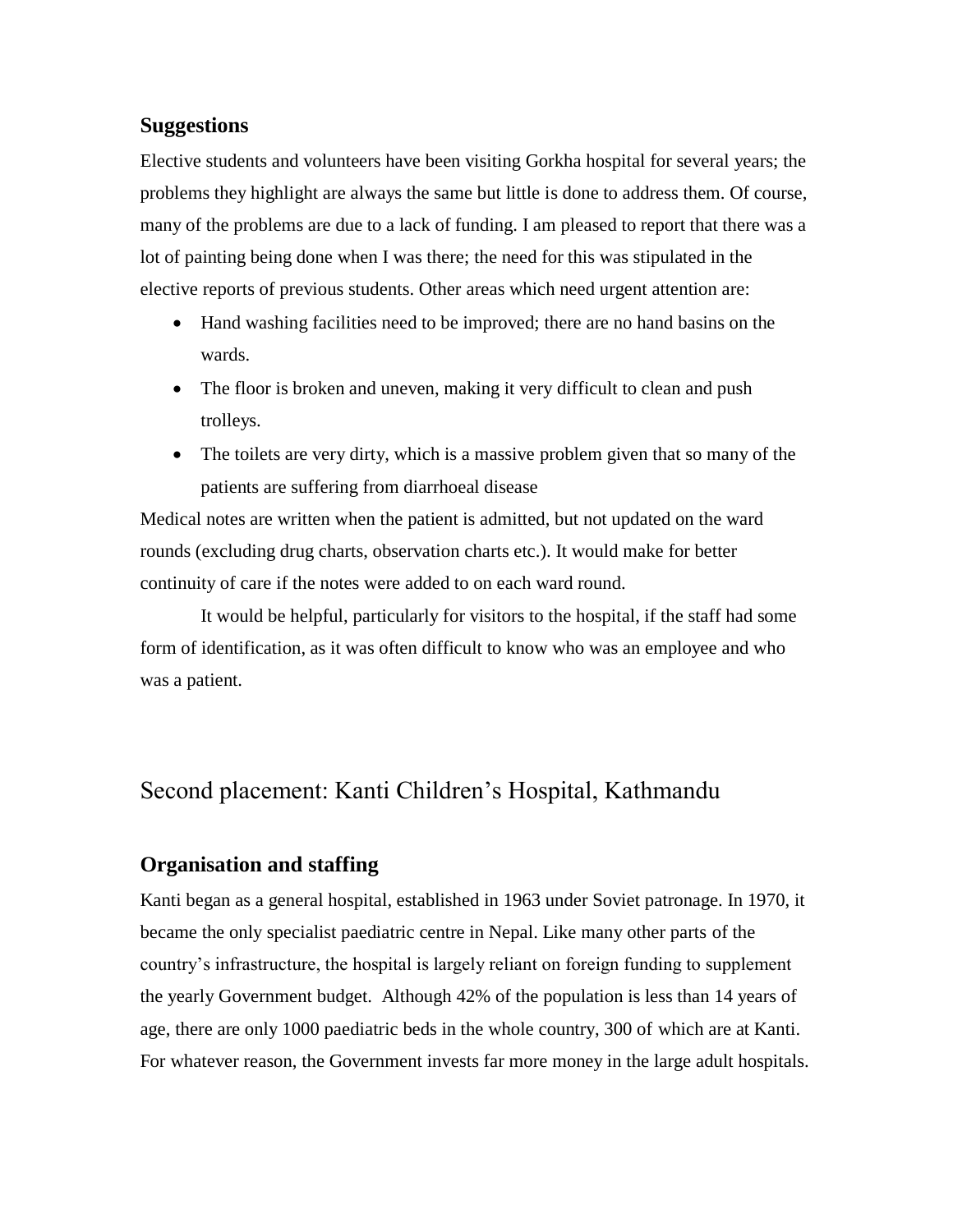## Suggestions

Elective students and volunteers have been visiting Gorkha hospital for several years; the problems they highlight are always the same but little is done to address them. Of course, many of the problems are due to a lack of funding. I am pleased to report that there was a lot of painting being done when I was there; the need for this was stipulated in the elective reports of previous students. Other areas which need urgent attention are:

- Hand washing facilities need to be improved; there are no hand basins on the wards.
- The floor is broken and uneven, making it very difficult to clean and push trolleys.
- The toilets are very dirty, which is a massive problem given that so many of the patients are suffering from diarrhoeal disease

Medical notes are written when the patient is admitted, but not updated on the ward rounds (excluding drug charts, observation charts etc.). It would make for better continuity of care if the notes were added to on each ward round.

It would be helpful, particularly for visitors to the hospital, if the staff had some form of identification, as it was often difficult to know who was an employee and who was a patient.

# Second placement: Kanti Children's Hospital, Kathmandu

## Organisation and staffing

Kanti began as a general hospital, established in 1963 under Soviet patronage. In 1970, it became the only specialist paediatric centre in Nepal. Like many other parts of the country's infrastructure, the hospital is largely reliant on foreign funding to supplement the yearly Government budget. Although 42% of the population is less than 14 years of age, there are only 1000 paediatric beds in the whole country, 300 of which are at Kanti. For whatever reason, the Government invests far more money in the large adult hospitals.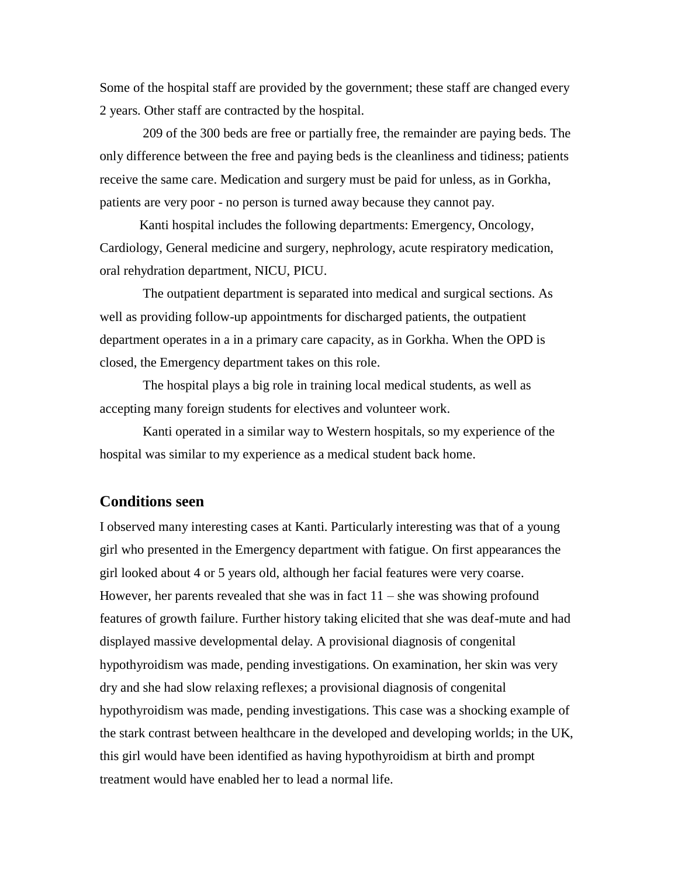Some of the hospital staff are provided by the government; these staff are changed every 2 years. Other staff are contracted by the hospital.

209 of the 300 beds are free or partially free, the remainder are paying beds. The only difference between the free and paying beds is the cleanliness and tidiness; patients receive the same care. Medication and surgery must be paid for unless, as in Gorkha, patients are very poor - no person is turned away because they cannot pay.

Kanti hospital includes the following departments: Emergency, Oncology, Cardiology, General medicine and surgery, nephrology, acute respiratory medication, oral rehydration department, NICU, PICU.

The outpatient department is separated into medical and surgical sections. As well as providing follow-up appointments for discharged patients, the outpatient department operates in a in a primary care capacity, as in Gorkha. When the OPD is closed, the Emergency department takes on this role.

The hospital plays a big role in training local medical students, as well as accepting many foreign students for electives and volunteer work.

Kanti operated in a similar way to Western hospitals, so my experience of the hospital was similar to my experience as a medical student back home.

## Conditions seen

I observed many interesting cases at Kanti. Particularly interesting was that of a young girl who presented in the Emergency department with fatigue. On first appearances the girl looked about 4 or 5 years old, although her facial features were very coarse. However, her parents revealed that she was in fact 11 – she was showing profound features of growth failure. Further history taking elicited that she was deaf-mute and had displayed massive developmental delay. A provisional diagnosis of congenital hypothyroidism was made, pending investigations. On examination, her skin was very dry and she had slow relaxing reflexes; a provisional diagnosis of congenital hypothyroidism was made, pending investigations. This case was a shocking example of the stark contrast between healthcare in the developed and developing worlds; in the UK, this girl would have been identified as having hypothyroidism at birth and prompt treatment would have enabled her to lead a normal life.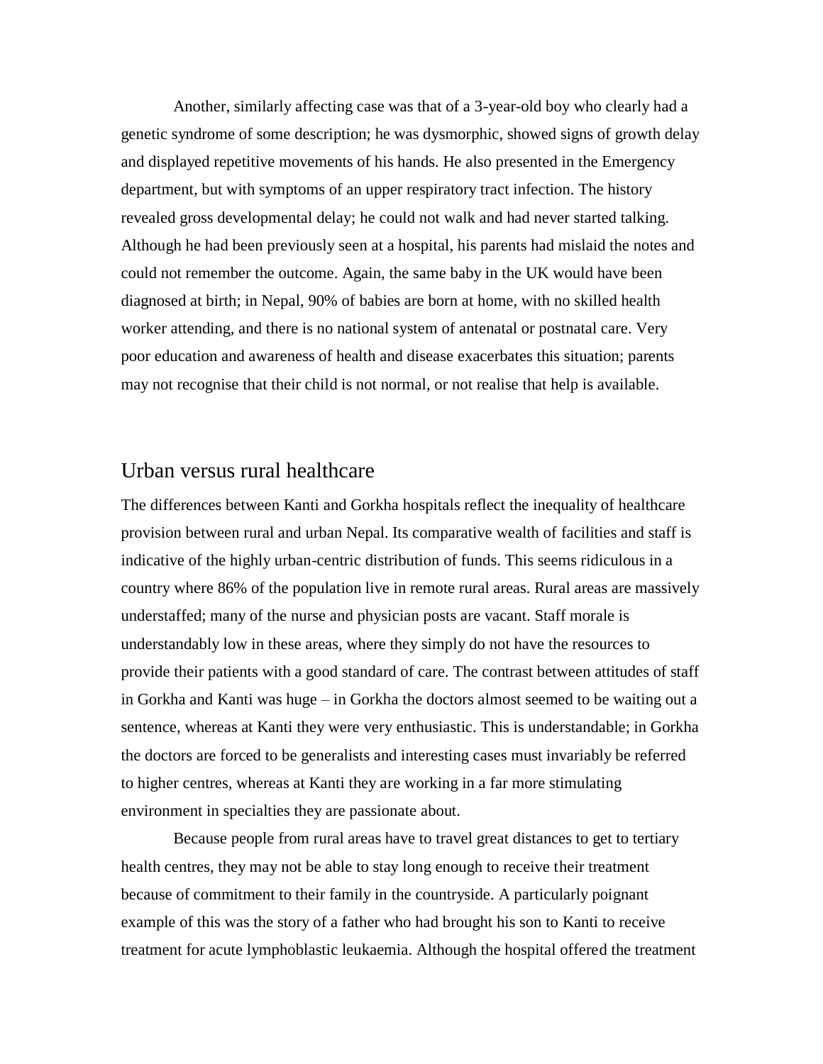Another, similarly affecting case was that of a 3-year-old boy who clearly had a genetic syndrome of some description; he was dysmorphic, showed signs of growth delay and displayed repetitive movements of his hands. He also presented in the Emergency department, but with symptoms of an upper respiratory tract infection. The history revealed gross developmental delay; he could not walk and had never started talking. Although he had been previously seen at a hospital, his parents had mislaid the notes and could not remember the outcome. Again, the same baby in the UK would have been diagnosed at birth; in Nepal, 90% of babies are born at home, with no skilled health worker attending, and there is no national system of antenatal or postnatal care. Very poor education and awareness of health and disease exacerbates this situation; parents may not recognise that their child is not normal, or not realise that help is available.

## Urban versus rural healthcare

The differences between Kanti and Gorkha hospitals reflect the inequality of healthcare provision between rural and urban Nepal. Its comparative wealth of facilities and staff is indicative of the highly urban-centric distribution of funds. This seems ridiculous in a country where 86% of the population live in remote rural areas. Rural areas are massively understaffed; many of the nurse and physician posts are vacant. Staff morale is understandably low in these areas, where they simply do not have the resources to provide their patients with a good standard of care. The contrast between attitudes of staff in Gorkha and Kanti was huge – in Gorkha the doctors almost seemed to be waiting out a sentence, whereas at Kanti they were very enthusiastic. This is understandable; in Gorkha the doctors are forced to be generalists and interesting cases must invariably be referred to higher centres, whereas at Kanti they are working in a far more stimulating environment in specialties they are passionate about.

Because people from rural areas have to travel great distances to get to tertiary health centres, they may not be able to stay long enough to receive their treatment because of commitment to their family in the countryside. A particularly poignant example of this was the story of a father who had brought his son to Kanti to receive treatment for acute lymphoblastic leukaemia. Although the hospital offered the treatment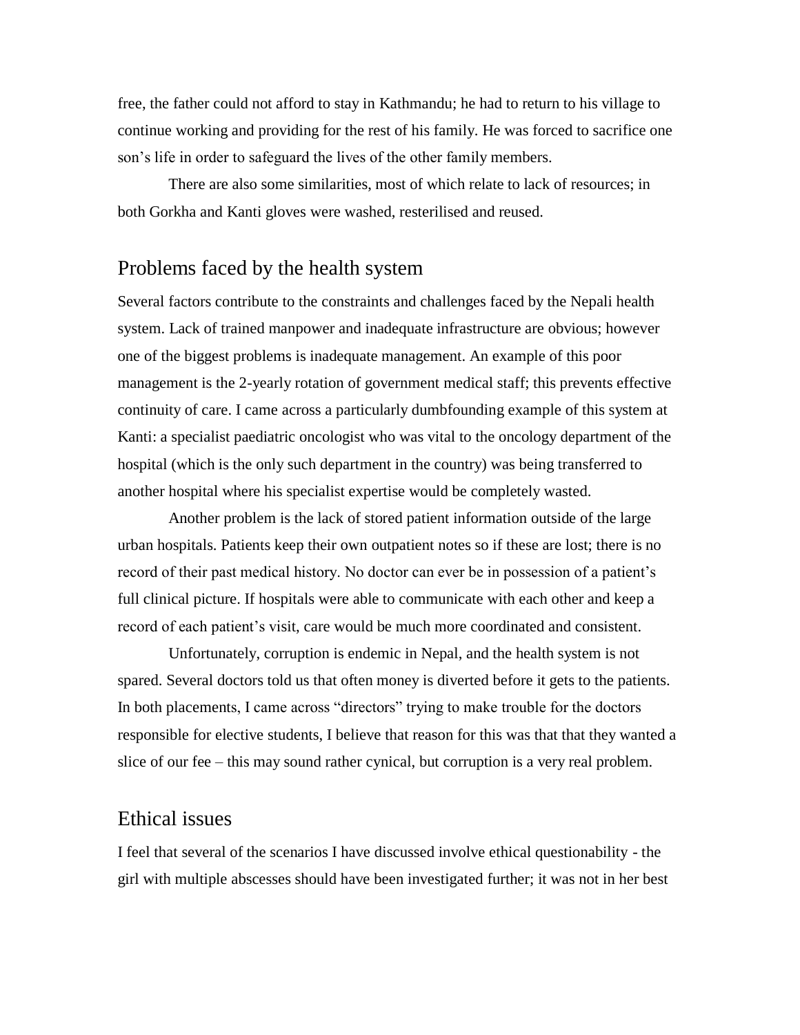free, the father could not afford to stay in Kathmandu; he had to return to his village to continue working and providing for the rest of his family. He was forced to sacrifice one son's life in order to safeguard the lives of the other family members.

There are also some similarities, most of which relate to lack of resources; in both Gorkha and Kanti gloves were washed, resterilised and reused.

## Problems faced by the health system

Several factors contribute to the constraints and challenges faced by the Nepali health system. Lack of trained manpower and inadequate infrastructure are obvious; however one of the biggest problems is inadequate management. An example of this poor management is the 2-yearly rotation of government medical staff; this prevents effective continuity of care. I came across a particularly dumbfounding example of this system at Kanti: a specialist paediatric oncologist who was vital to the oncology department of the hospital (which is the only such department in the country) was being transferred to another hospital where his specialist expertise would be completely wasted.

Another problem is the lack of stored patient information outside of the large urban hospitals. Patients keep their own outpatient notes so if these are lost; there is no record of their past medical history. No doctor can ever be in possession of a patient's full clinical picture. If hospitals were able to communicate with each other and keep a record of each patient's visit, care would be much more coordinated and consistent.

Unfortunately, corruption is endemic in Nepal, and the health system is not spared. Several doctors told us that often money is diverted before it gets to the patients. In both placements, I came across "directors" trying to make trouble for the doctors responsible for elective students, I believe that reason for this was that that they wanted a slice of our fee – this may sound rather cynical, but corruption is a very real problem.

## Ethical issues

I feel that several of the scenarios I have discussed involve ethical questionability - the girl with multiple abscesses should have been investigated further; it was not in her best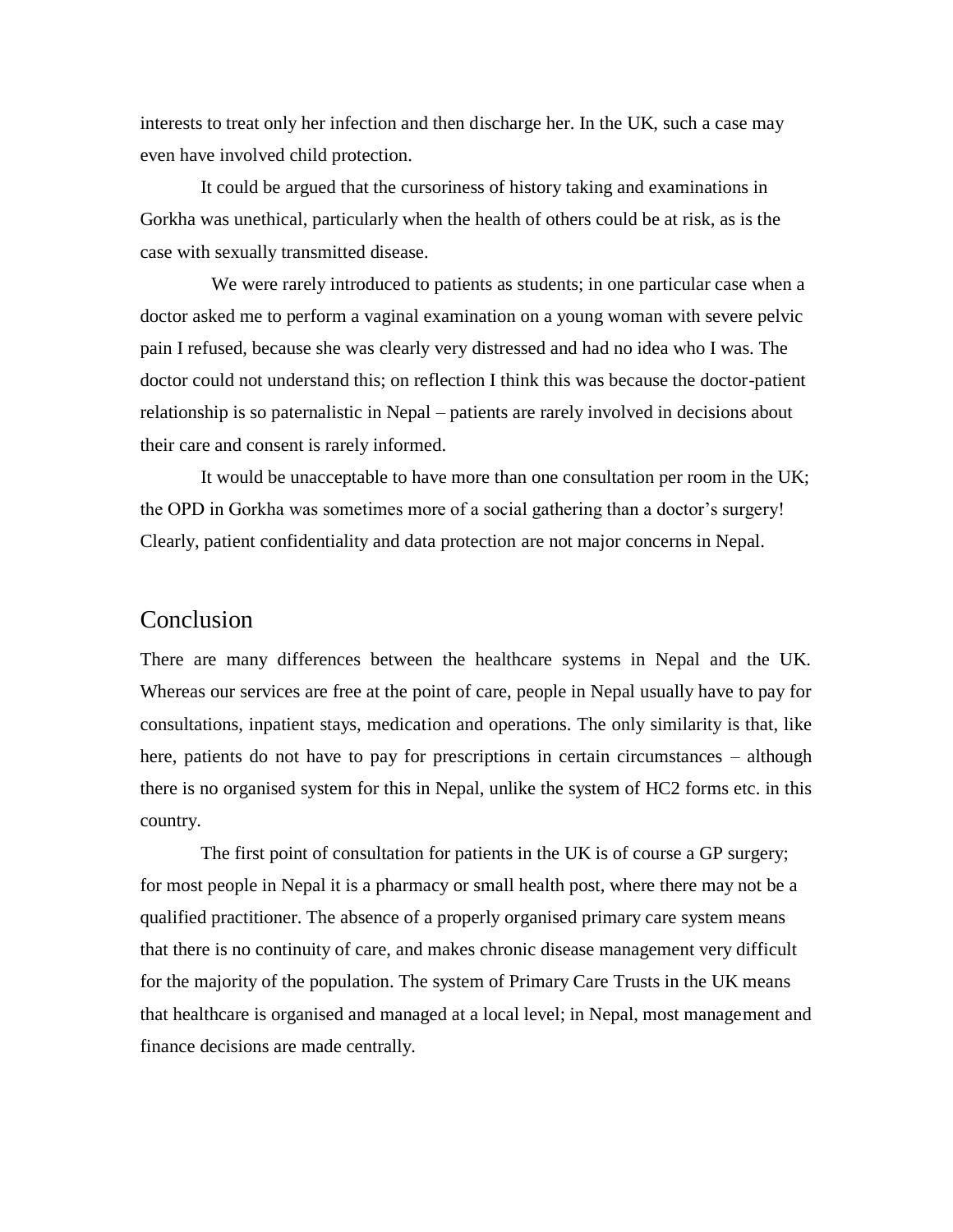interests to treat only her infection and then discharge her. In the UK, such a case may even have involved child protection.

It could be argued that the cursoriness of history taking and examinations in Gorkha was unethical, particularly when the health of others could be at risk, as is the case with sexually transmitted disease.

We were rarely introduced to patients as students; in one particular case when a doctor asked me to perform a vaginal examination on a young woman with severe pelvic pain I refused, because she was clearly very distressed and had no idea who I was. The doctor could not understand this; on reflection I think this was because the doctor-patient relationship is so paternalistic in Nepal – patients are rarely involved in decisions about their care and consent is rarely informed.

It would be unacceptable to have more than one consultation per room in the UK; the OPD in Gorkha was sometimes more of a social gathering than a doctor's surgery! Clearly, patient confidentiality and data protection are not major concerns in Nepal.

## Conclusion

There are many differences between the healthcare systems in Nepal and the UK. Whereas our services are free at the point of care, people in Nepal usually have to pay for consultations, inpatient stays, medication and operations. The only similarity is that, like here, patients do not have to pay for prescriptions in certain circumstances – although there is no organised system for this in Nepal, unlike the system of HC2 forms etc. in this country.

The first point of consultation for patients in the UK is of course a GP surgery; for most people in Nepal it is a pharmacy or small health post, where there may not be a qualified practitioner. The absence of a properly organised primary care system means that there is no continuity of care, and makes chronic disease management very difficult for the majority of the population. The system of Primary Care Trusts in the UK means that healthcare is organised and managed at a local level; in Nepal, most management and finance decisions are made centrally.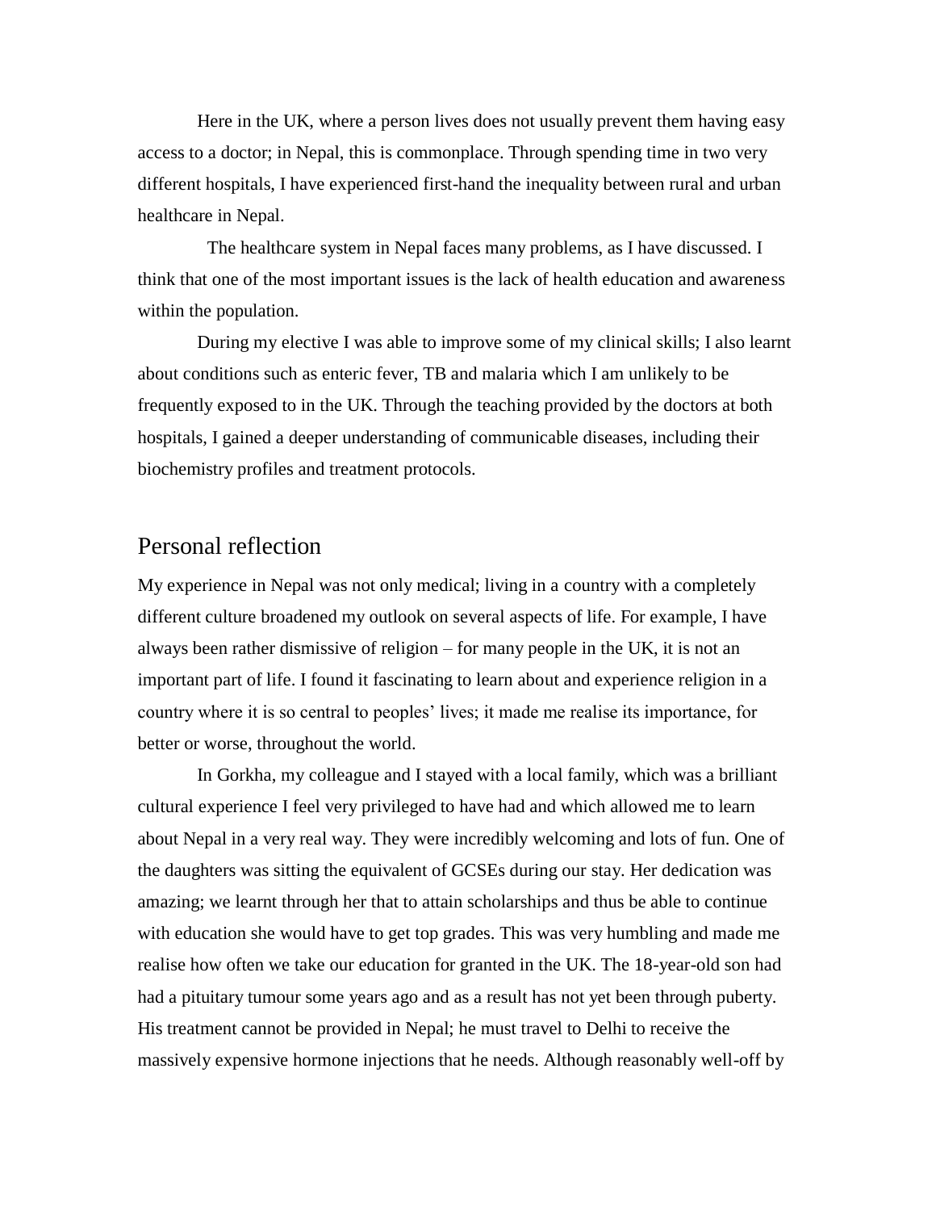Here in the UK, where a person lives does not usually prevent them having easy access to a doctor; in Nepal, this is commonplace. Through spending time in two very different hospitals, I have experienced first-hand the inequality between rural and urban healthcare in Nepal.

The healthcare system in Nepal faces many problems, as I have discussed. I think that one of the most important issues is the lack of health education and awareness within the population.

During my elective I was able to improve some of my clinical skills; I also learnt about conditions such as enteric fever, TB and malaria which I am unlikely to be frequently exposed to in the UK. Through the teaching provided by the doctors at both hospitals, I gained a deeper understanding of communicable diseases, including their biochemistry profiles and treatment protocols.

## Personal reflection

My experience in Nepal was not only medical; living in a country with a completely different culture broadened my outlook on several aspects of life. For example, I have always been rather dismissive of religion – for many people in the UK, it is not an important part of life. I found it fascinating to learn about and experience religion in a country where it is so central to peoples' lives; it made me realise its importance, for better or worse, throughout the world.

In Gorkha, my colleague and I stayed with a local family, which was a brilliant cultural experience I feel very privileged to have had and which allowed me to learn about Nepal in a very real way. They were incredibly welcoming and lots of fun. One of the daughters was sitting the equivalent of GCSEs during our stay. Her dedication was amazing; we learnt through her that to attain scholarships and thus be able to continue with education she would have to get top grades. This was very humbling and made me realise how often we take our education for granted in the UK. The 18-year-old son had had a pituitary tumour some years ago and as a result has not yet been through puberty. His treatment cannot be provided in Nepal; he must travel to Delhi to receive the massively expensive hormone injections that he needs. Although reasonably well-off by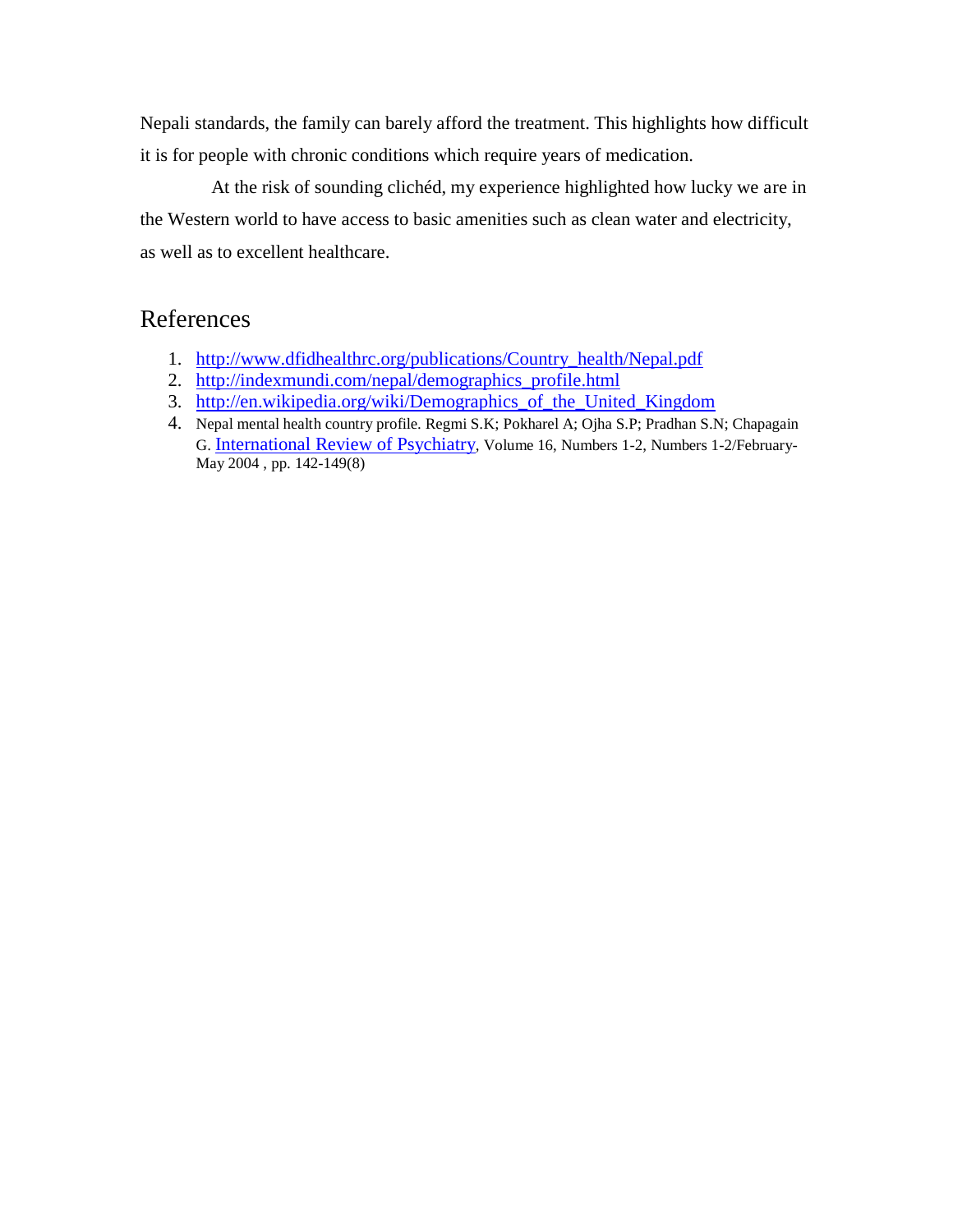Nepali standards, the family can barely afford the treatment. This highlights how difficult it is for people with chronic conditions which require years of medication.

At the risk of sounding clichéd, my experience highlighted how lucky we are in the Western world to have access to basic amenities such as clean water and electricity, as well as to excellent healthcare.

## References

1. http://www.dfidhealthrc.org/publications/Country_health/Nepal.pdf
2. http://indexmundi.com/nepal/demographics_profile.html
3. http://en.wikipedia.org/wiki/Demographics_of_the_United_Kingdom
4. Nepal mental health country profile. Regmi S.K; Pokharel A; Ojha S.P; Pradhan S.N; Chapagain G. International Review of Psychiatry, Volume 16, Numbers 1-2, Numbers 1-2/February-May 2004 , pp. 142-149(8)